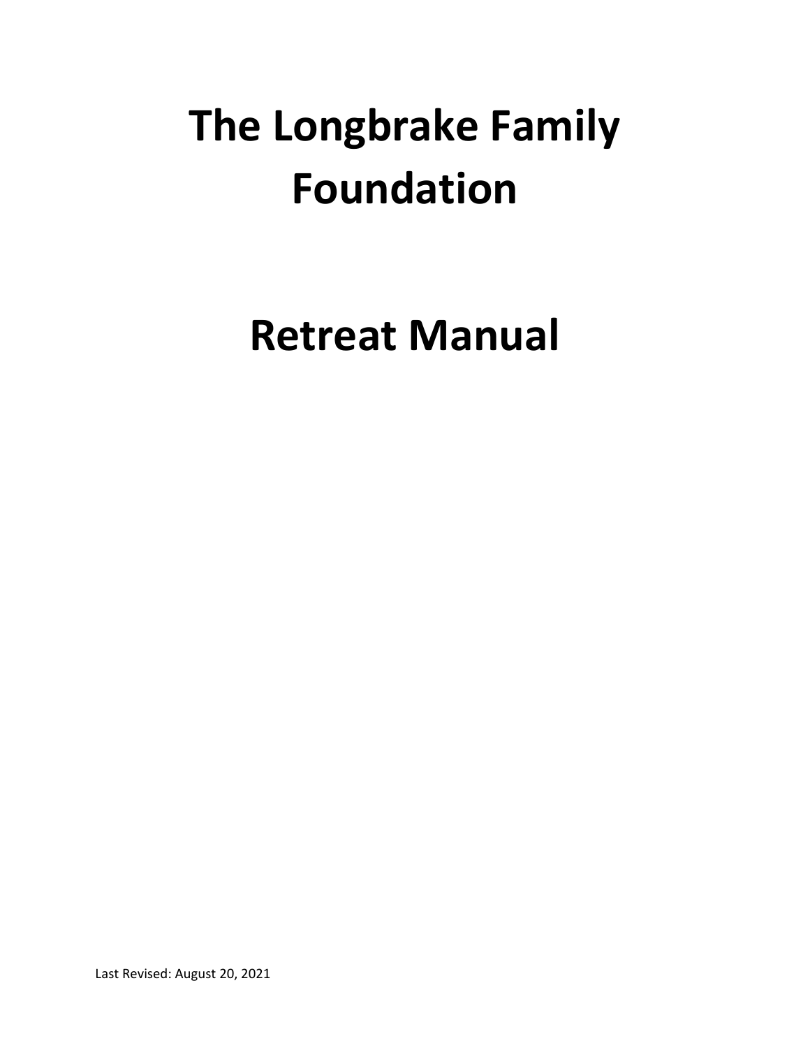# The Longbrake Family Foundation

# Retreat Manual

Last Revised: August 20, 2021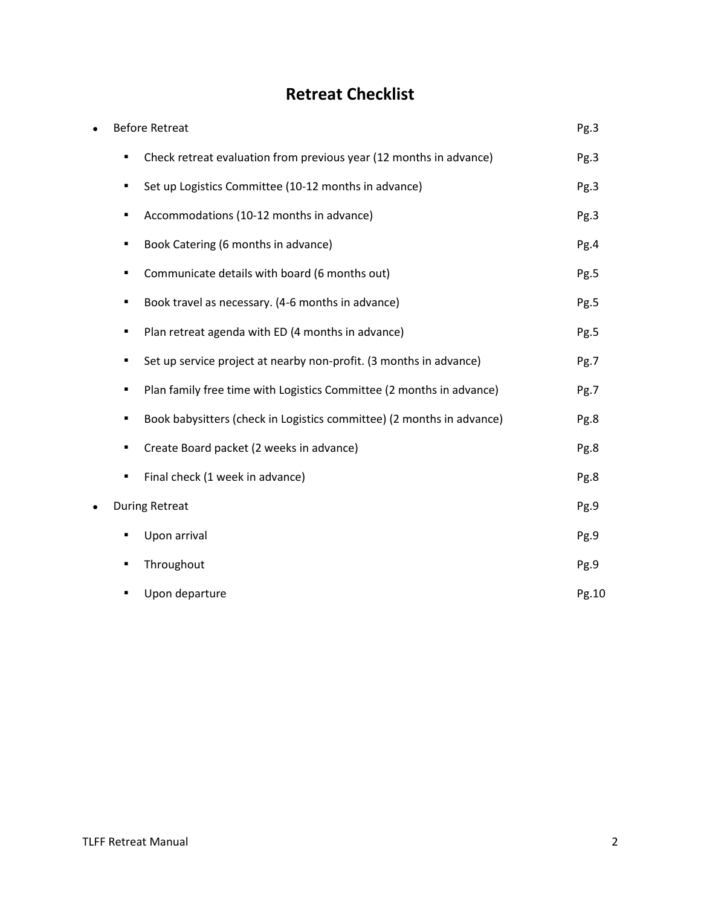# Retreat Checklist

- Before Retreat Pg.3
  - Check retreat evaluation from previous year (12 months in advance) Pg.3
  - Set up Logistics Committee (10-12 months in advance) Pg.3
  - Accommodations (10-12 months in advance) Pg.3
  - Book Catering (6 months in advance) Pg.4
  - Communicate details with board (6 months out) Pg.5
  - Book travel as necessary. (4-6 months in advance) Pg.5
  - Plan retreat agenda with ED (4 months in advance) Pg.5
  - Set up service project at nearby non-profit. (3 months in advance) Pg.7
  - Plan family free time with Logistics Committee (2 months in advance) Pg.7
  - Book babysitters (check in Logistics committee) (2 months in advance) Pg.8
  - Create Board packet (2 weeks in advance) Pg.8
  - Final check (1 week in advance) Pg.8
- During Retreat Pg.9
  - Upon arrival Pg.9
  - Throughout Pg.9
  - Upon departure Pg.10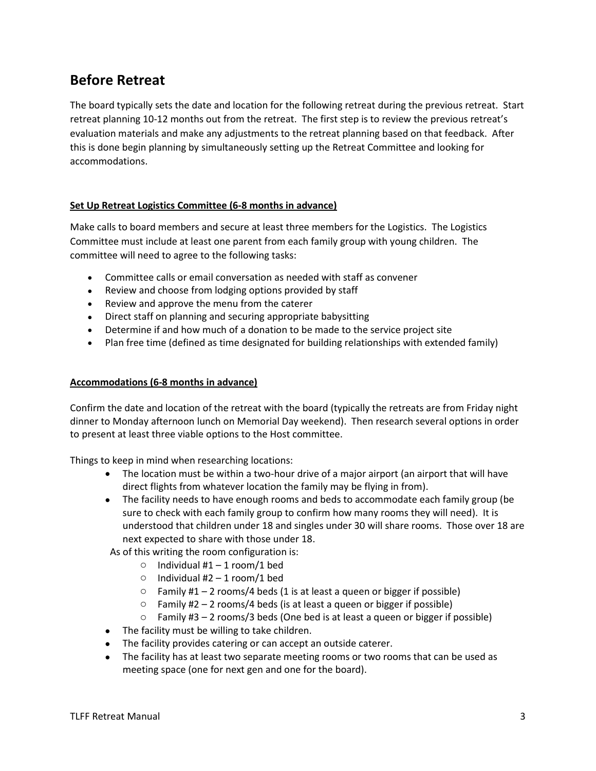## Before Retreat

The board typically sets the date and location for the following retreat during the previous retreat. Start retreat planning 10-12 months out from the retreat. The first step is to review the previous retreat's evaluation materials and make any adjustments to the retreat planning based on that feedback. After this is done begin planning by simultaneously setting up the Retreat Committee and looking for accommodations.

**Set Up Retreat Logistics Committee (6-8 months in advance)**

Make calls to board members and secure at least three members for the Logistics. The Logistics Committee must include at least one parent from each family group with young children. The committee will need to agree to the following tasks:

- Committee calls or email conversation as needed with staff as convener
- Review and choose from lodging options provided by staff
- Review and approve the menu from the caterer
- Direct staff on planning and securing appropriate babysitting
- Determine if and how much of a donation to be made to the service project site
- Plan free time (defined as time designated for building relationships with extended family)

**Accommodations (6-8 months in advance)**

Confirm the date and location of the retreat with the board (typically the retreats are from Friday night dinner to Monday afternoon lunch on Memorial Day weekend). Then research several options in order to present at least three viable options to the Host committee.

Things to keep in mind when researching locations:

- The location must be within a two-hour drive of a major airport (an airport that will have direct flights from whatever location the family may be flying in from).
- The facility needs to have enough rooms and beds to accommodate each family group (be sure to check with each family group to confirm how many rooms they will need). It is understood that children under 18 and singles under 30 will share rooms. Those over 18 are next expected to share with those under 18.

  As of this writing the room configuration is:
  - Individual #1 – 1 room/1 bed
  - Individual #2 – 1 room/1 bed
  - Family #1 – 2 rooms/4 beds (1 is at least a queen or bigger if possible)
  - Family #2 – 2 rooms/4 beds (is at least a queen or bigger if possible)
  - Family #3 – 2 rooms/3 beds (One bed is at least a queen or bigger if possible)
- The facility must be willing to take children.
- The facility provides catering or can accept an outside caterer.
- The facility has at least two separate meeting rooms or two rooms that can be used as meeting space (one for next gen and one for the board).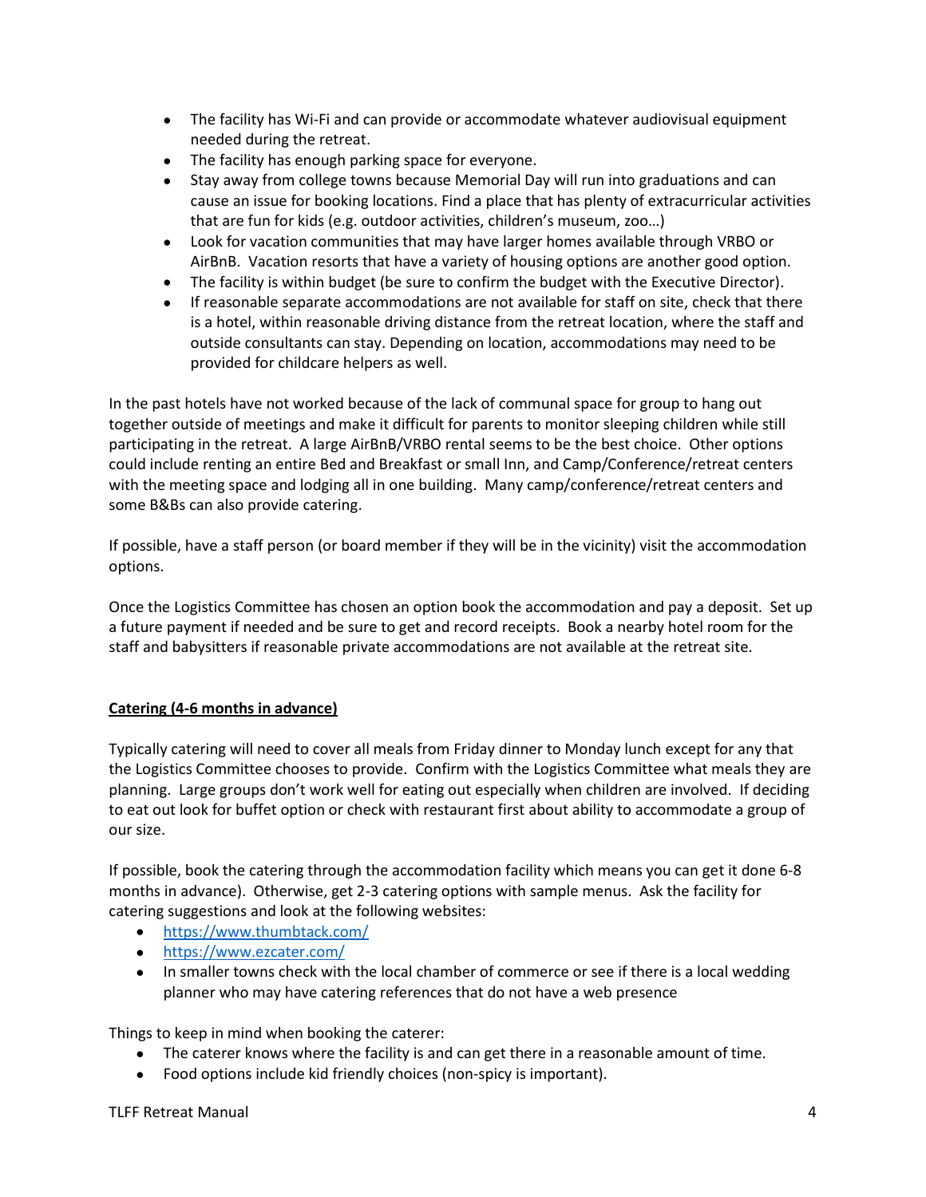- The facility has Wi-Fi and can provide or accommodate whatever audiovisual equipment needed during the retreat.
- The facility has enough parking space for everyone.
- Stay away from college towns because Memorial Day will run into graduations and can cause an issue for booking locations. Find a place that has plenty of extracurricular activities that are fun for kids (e.g. outdoor activities, children's museum, zoo…)
- Look for vacation communities that may have larger homes available through VRBO or AirBnB. Vacation resorts that have a variety of housing options are another good option.
- The facility is within budget (be sure to confirm the budget with the Executive Director).
- If reasonable separate accommodations are not available for staff on site, check that there is a hotel, within reasonable driving distance from the retreat location, where the staff and outside consultants can stay. Depending on location, accommodations may need to be provided for childcare helpers as well.

In the past hotels have not worked because of the lack of communal space for group to hang out together outside of meetings and make it difficult for parents to monitor sleeping children while still participating in the retreat. A large AirBnB/VRBO rental seems to be the best choice. Other options could include renting an entire Bed and Breakfast or small Inn, and Camp/Conference/retreat centers with the meeting space and lodging all in one building. Many camp/conference/retreat centers and some B&Bs can also provide catering.

If possible, have a staff person (or board member if they will be in the vicinity) visit the accommodation options.

Once the Logistics Committee has chosen an option book the accommodation and pay a deposit. Set up a future payment if needed and be sure to get and record receipts. Book a nearby hotel room for the staff and babysitters if reasonable private accommodations are not available at the retreat site.

**Catering (4-6 months in advance)**

Typically catering will need to cover all meals from Friday dinner to Monday lunch except for any that the Logistics Committee chooses to provide. Confirm with the Logistics Committee what meals they are planning. Large groups don't work well for eating out especially when children are involved. If deciding to eat out look for buffet option or check with restaurant first about ability to accommodate a group of our size.

If possible, book the catering through the accommodation facility which means you can get it done 6-8 months in advance). Otherwise, get 2-3 catering options with sample menus. Ask the facility for catering suggestions and look at the following websites:

- https://www.thumbtack.com/
- https://www.ezcater.com/
- In smaller towns check with the local chamber of commerce or see if there is a local wedding planner who may have catering references that do not have a web presence

Things to keep in mind when booking the caterer:

- The caterer knows where the facility is and can get there in a reasonable amount of time.
- Food options include kid friendly choices (non-spicy is important).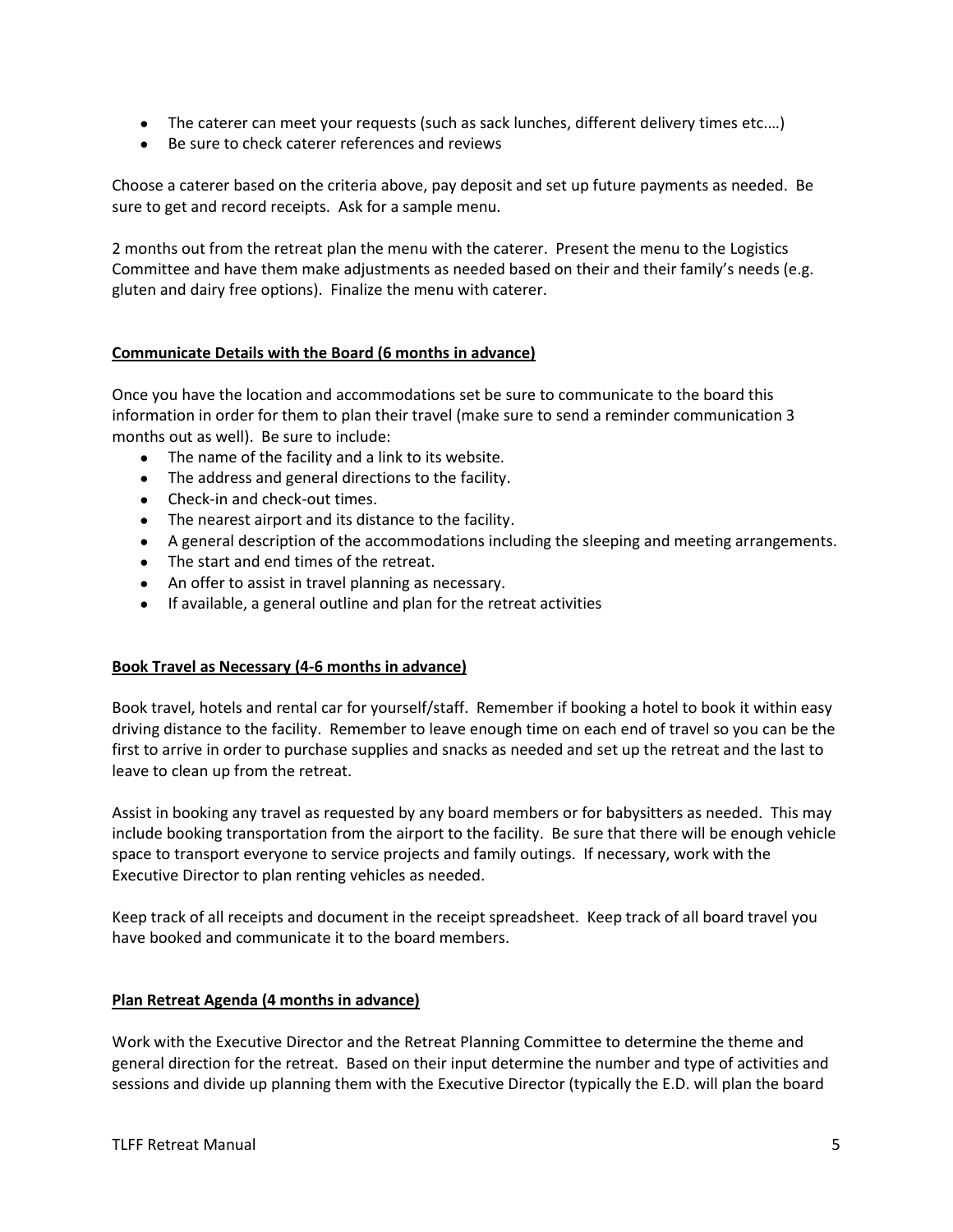- The caterer can meet your requests (such as sack lunches, different delivery times etc.…)
- Be sure to check caterer references and reviews

Choose a caterer based on the criteria above, pay deposit and set up future payments as needed. Be sure to get and record receipts. Ask for a sample menu.

2 months out from the retreat plan the menu with the caterer. Present the menu to the Logistics Committee and have them make adjustments as needed based on their and their family's needs (e.g. gluten and dairy free options). Finalize the menu with caterer.

**Communicate Details with the Board (6 months in advance)**

Once you have the location and accommodations set be sure to communicate to the board this information in order for them to plan their travel (make sure to send a reminder communication 3 months out as well). Be sure to include:

- The name of the facility and a link to its website.
- The address and general directions to the facility.
- Check-in and check-out times.
- The nearest airport and its distance to the facility.
- A general description of the accommodations including the sleeping and meeting arrangements.
- The start and end times of the retreat.
- An offer to assist in travel planning as necessary.
- If available, a general outline and plan for the retreat activities

**Book Travel as Necessary (4-6 months in advance)**

Book travel, hotels and rental car for yourself/staff. Remember if booking a hotel to book it within easy driving distance to the facility. Remember to leave enough time on each end of travel so you can be the first to arrive in order to purchase supplies and snacks as needed and set up the retreat and the last to leave to clean up from the retreat.

Assist in booking any travel as requested by any board members or for babysitters as needed. This may include booking transportation from the airport to the facility. Be sure that there will be enough vehicle space to transport everyone to service projects and family outings. If necessary, work with the Executive Director to plan renting vehicles as needed.

Keep track of all receipts and document in the receipt spreadsheet. Keep track of all board travel you have booked and communicate it to the board members.

**Plan Retreat Agenda (4 months in advance)**

Work with the Executive Director and the Retreat Planning Committee to determine the theme and general direction for the retreat. Based on their input determine the number and type of activities and sessions and divide up planning them with the Executive Director (typically the E.D. will plan the board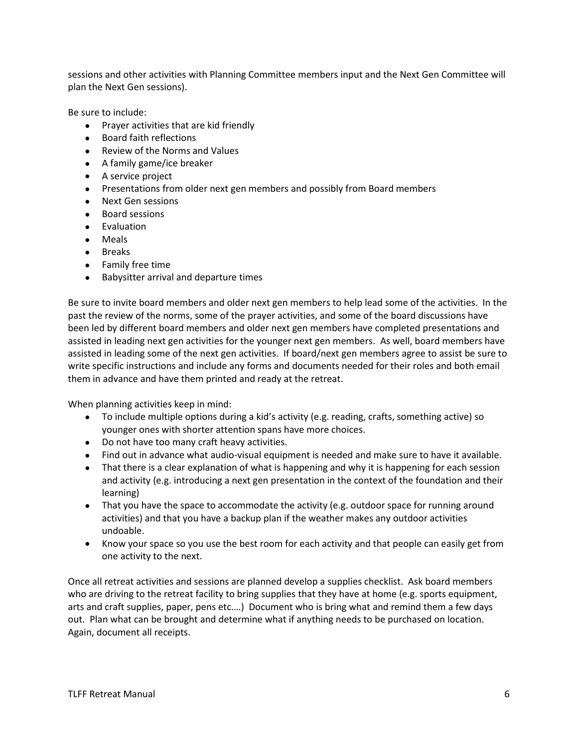sessions and other activities with Planning Committee members input and the Next Gen Committee will plan the Next Gen sessions).

Be sure to include:

- Prayer activities that are kid friendly
- Board faith reflections
- Review of the Norms and Values
- A family game/ice breaker
- A service project
- Presentations from older next gen members and possibly from Board members
- Next Gen sessions
- Board sessions
- Evaluation
- Meals
- Breaks
- Family free time
- Babysitter arrival and departure times

Be sure to invite board members and older next gen members to help lead some of the activities. In the past the review of the norms, some of the prayer activities, and some of the board discussions have been led by different board members and older next gen members have completed presentations and assisted in leading next gen activities for the younger next gen members. As well, board members have assisted in leading some of the next gen activities. If board/next gen members agree to assist be sure to write specific instructions and include any forms and documents needed for their roles and both email them in advance and have them printed and ready at the retreat.

When planning activities keep in mind:

- To include multiple options during a kid's activity (e.g. reading, crafts, something active) so younger ones with shorter attention spans have more choices.
- Do not have too many craft heavy activities.
- Find out in advance what audio-visual equipment is needed and make sure to have it available.
- That there is a clear explanation of what is happening and why it is happening for each session and activity (e.g. introducing a next gen presentation in the context of the foundation and their learning)
- That you have the space to accommodate the activity (e.g. outdoor space for running around activities) and that you have a backup plan if the weather makes any outdoor activities undoable.
- Know your space so you use the best room for each activity and that people can easily get from one activity to the next.

Once all retreat activities and sessions are planned develop a supplies checklist. Ask board members who are driving to the retreat facility to bring supplies that they have at home (e.g. sports equipment, arts and craft supplies, paper, pens etc.…) Document who is bring what and remind them a few days out. Plan what can be brought and determine what if anything needs to be purchased on location. Again, document all receipts.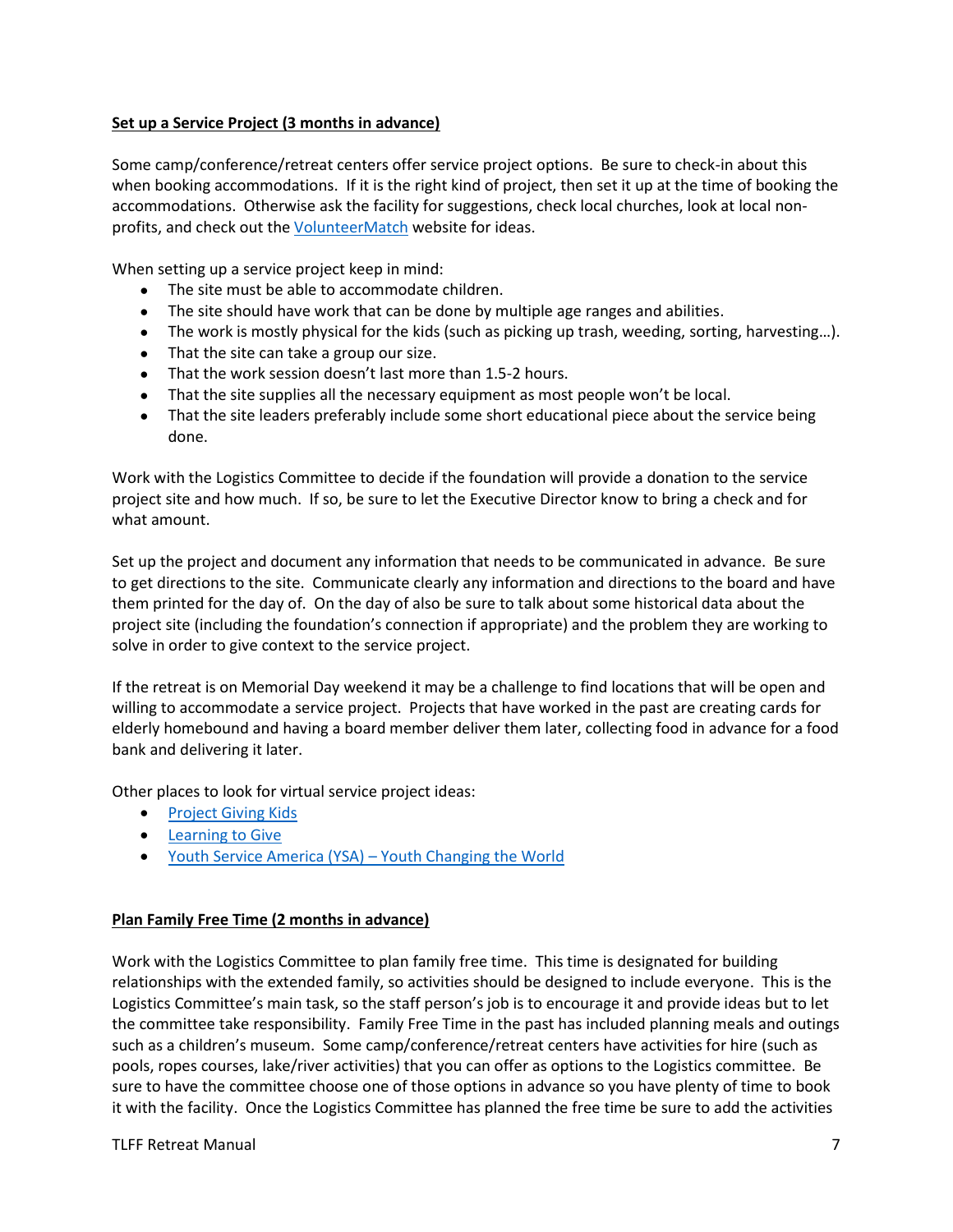**Set up a Service Project (3 months in advance)**

Some camp/conference/retreat centers offer service project options. Be sure to check-in about this when booking accommodations. If it is the right kind of project, then set it up at the time of booking the accommodations. Otherwise ask the facility for suggestions, check local churches, look at local non-profits, and check out the VolunteerMatch website for ideas.

When setting up a service project keep in mind:

- The site must be able to accommodate children.
- The site should have work that can be done by multiple age ranges and abilities.
- The work is mostly physical for the kids (such as picking up trash, weeding, sorting, harvesting…).
- That the site can take a group our size.
- That the work session doesn't last more than 1.5-2 hours.
- That the site supplies all the necessary equipment as most people won't be local.
- That the site leaders preferably include some short educational piece about the service being done.

Work with the Logistics Committee to decide if the foundation will provide a donation to the service project site and how much. If so, be sure to let the Executive Director know to bring a check and for what amount.

Set up the project and document any information that needs to be communicated in advance. Be sure to get directions to the site. Communicate clearly any information and directions to the board and have them printed for the day of. On the day of also be sure to talk about some historical data about the project site (including the foundation's connection if appropriate) and the problem they are working to solve in order to give context to the service project.

If the retreat is on Memorial Day weekend it may be a challenge to find locations that will be open and willing to accommodate a service project. Projects that have worked in the past are creating cards for elderly homebound and having a board member deliver them later, collecting food in advance for a food bank and delivering it later.

Other places to look for virtual service project ideas:

- Project Giving Kids
- Learning to Give
- Youth Service America (YSA) – Youth Changing the World

**Plan Family Free Time (2 months in advance)**

Work with the Logistics Committee to plan family free time. This time is designated for building relationships with the extended family, so activities should be designed to include everyone. This is the Logistics Committee's main task, so the staff person's job is to encourage it and provide ideas but to let the committee take responsibility. Family Free Time in the past has included planning meals and outings such as a children's museum. Some camp/conference/retreat centers have activities for hire (such as pools, ropes courses, lake/river activities) that you can offer as options to the Logistics committee. Be sure to have the committee choose one of those options in advance so you have plenty of time to book it with the facility. Once the Logistics Committee has planned the free time be sure to add the activities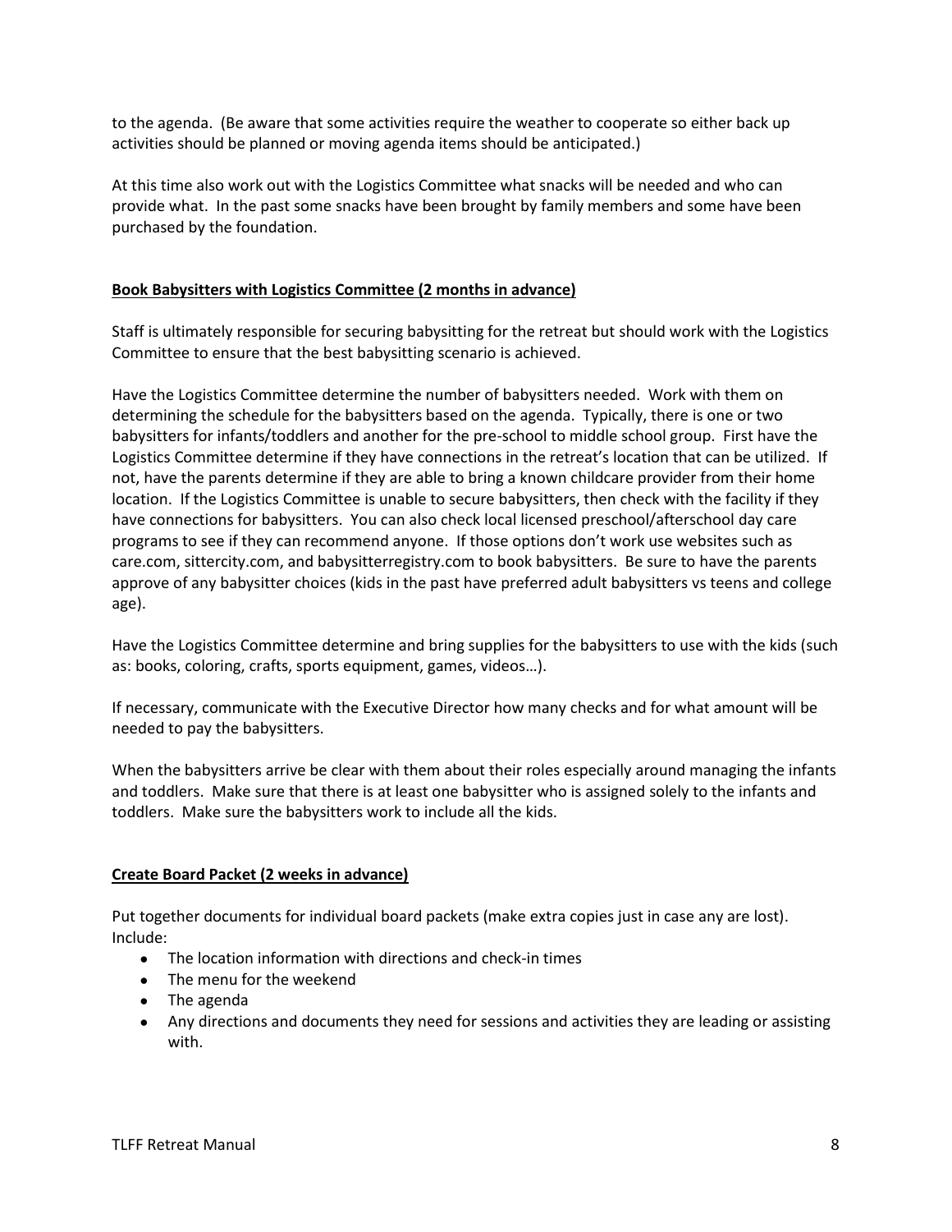to the agenda. (Be aware that some activities require the weather to cooperate so either back up activities should be planned or moving agenda items should be anticipated.)

At this time also work out with the Logistics Committee what snacks will be needed and who can provide what. In the past some snacks have been brought by family members and some have been purchased by the foundation.

## **Book Babysitters with Logistics Committee (2 months in advance)**

Staff is ultimately responsible for securing babysitting for the retreat but should work with the Logistics Committee to ensure that the best babysitting scenario is achieved.

Have the Logistics Committee determine the number of babysitters needed. Work with them on determining the schedule for the babysitters based on the agenda. Typically, there is one or two babysitters for infants/toddlers and another for the pre-school to middle school group. First have the Logistics Committee determine if they have connections in the retreat's location that can be utilized. If not, have the parents determine if they are able to bring a known childcare provider from their home location. If the Logistics Committee is unable to secure babysitters, then check with the facility if they have connections for babysitters. You can also check local licensed preschool/afterschool day care programs to see if they can recommend anyone. If those options don't work use websites such as care.com, sittercity.com, and babysitterregistry.com to book babysitters. Be sure to have the parents approve of any babysitter choices (kids in the past have preferred adult babysitters vs teens and college age).

Have the Logistics Committee determine and bring supplies for the babysitters to use with the kids (such as: books, coloring, crafts, sports equipment, games, videos…).

If necessary, communicate with the Executive Director how many checks and for what amount will be needed to pay the babysitters.

When the babysitters arrive be clear with them about their roles especially around managing the infants and toddlers. Make sure that there is at least one babysitter who is assigned solely to the infants and toddlers. Make sure the babysitters work to include all the kids.

## **Create Board Packet (2 weeks in advance)**

Put together documents for individual board packets (make extra copies just in case any are lost). Include:

- The location information with directions and check-in times
- The menu for the weekend
- The agenda
- Any directions and documents they need for sessions and activities they are leading or assisting with.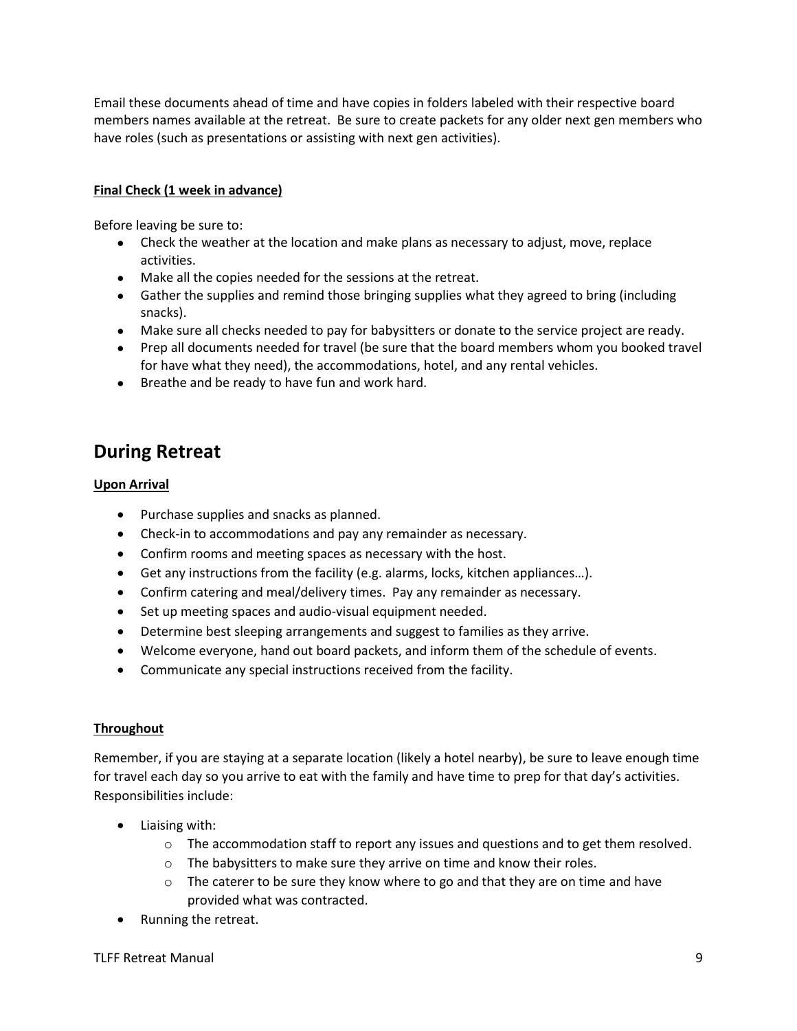Email these documents ahead of time and have copies in folders labeled with their respective board members names available at the retreat. Be sure to create packets for any older next gen members who have roles (such as presentations or assisting with next gen activities).

**Final Check (1 week in advance)**

Before leaving be sure to:

- Check the weather at the location and make plans as necessary to adjust, move, replace activities.
- Make all the copies needed for the sessions at the retreat.
- Gather the supplies and remind those bringing supplies what they agreed to bring (including snacks).
- Make sure all checks needed to pay for babysitters or donate to the service project are ready.
- Prep all documents needed for travel (be sure that the board members whom you booked travel for have what they need), the accommodations, hotel, and any rental vehicles.
- Breathe and be ready to have fun and work hard.

## During Retreat

**Upon Arrival**

- Purchase supplies and snacks as planned.
- Check-in to accommodations and pay any remainder as necessary.
- Confirm rooms and meeting spaces as necessary with the host.
- Get any instructions from the facility (e.g. alarms, locks, kitchen appliances…).
- Confirm catering and meal/delivery times. Pay any remainder as necessary.
- Set up meeting spaces and audio-visual equipment needed.
- Determine best sleeping arrangements and suggest to families as they arrive.
- Welcome everyone, hand out board packets, and inform them of the schedule of events.
- Communicate any special instructions received from the facility.

**Throughout**

Remember, if you are staying at a separate location (likely a hotel nearby), be sure to leave enough time for travel each day so you arrive to eat with the family and have time to prep for that day's activities. Responsibilities include:

- Liaising with:
  - The accommodation staff to report any issues and questions and to get them resolved.
  - The babysitters to make sure they arrive on time and know their roles.
  - The caterer to be sure they know where to go and that they are on time and have provided what was contracted.
- Running the retreat.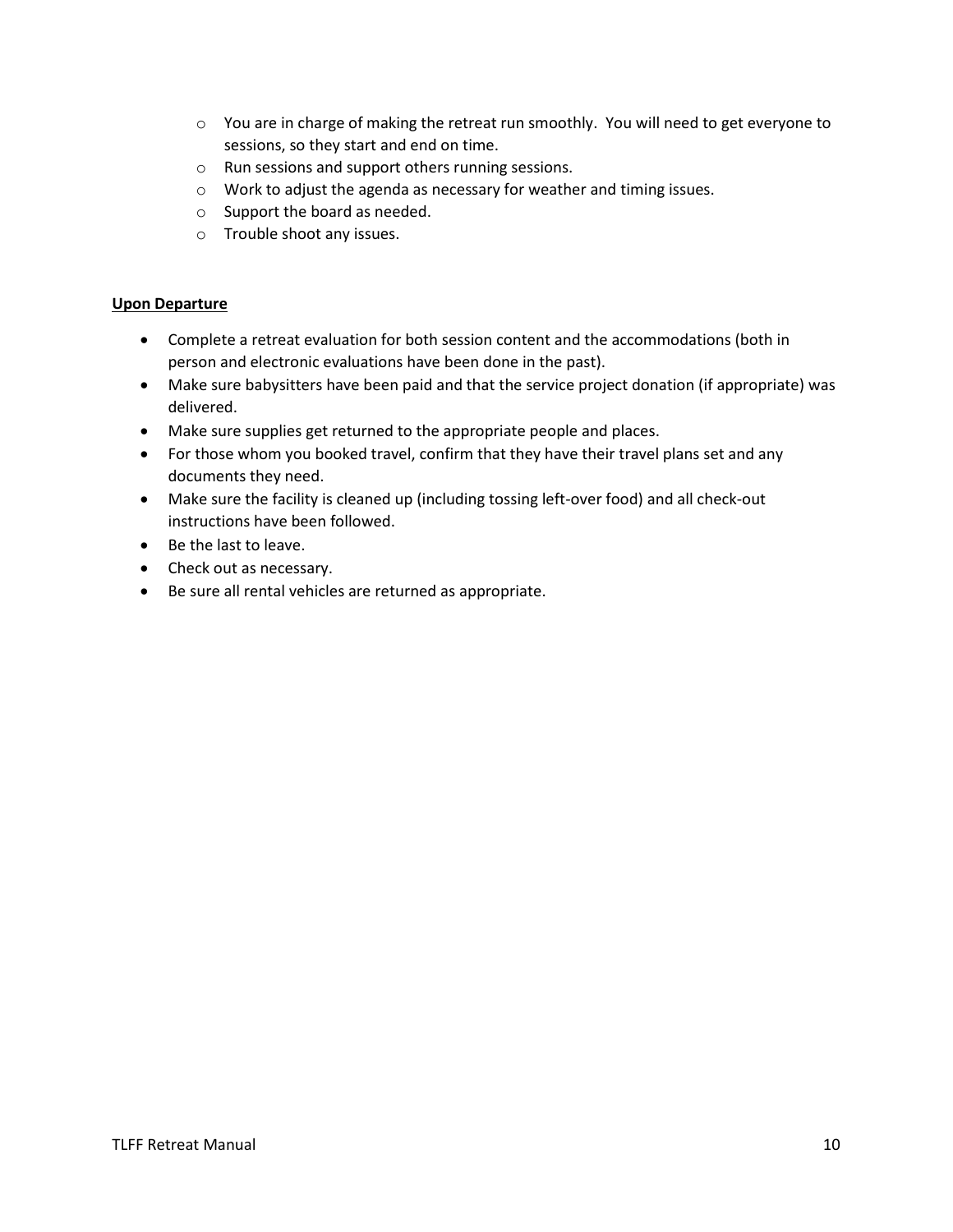- You are in charge of making the retreat run smoothly. You will need to get everyone to sessions, so they start and end on time.
  - Run sessions and support others running sessions.
  - Work to adjust the agenda as necessary for weather and timing issues.
  - Support the board as needed.
  - Trouble shoot any issues.

**Upon Departure**

- Complete a retreat evaluation for both session content and the accommodations (both in person and electronic evaluations have been done in the past).
- Make sure babysitters have been paid and that the service project donation (if appropriate) was delivered.
- Make sure supplies get returned to the appropriate people and places.
- For those whom you booked travel, confirm that they have their travel plans set and any documents they need.
- Make sure the facility is cleaned up (including tossing left-over food) and all check-out instructions have been followed.
- Be the last to leave.
- Check out as necessary.
- Be sure all rental vehicles are returned as appropriate.